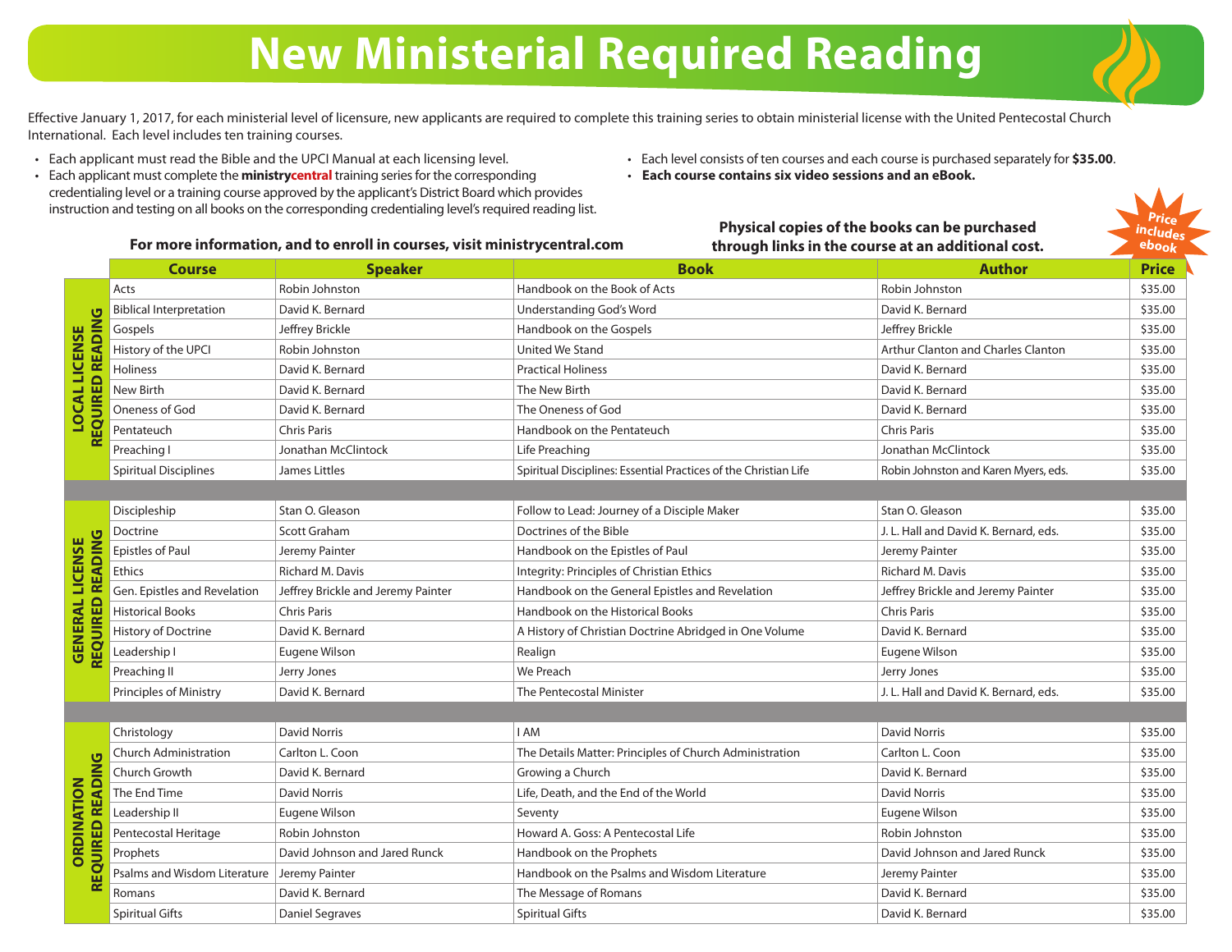# New Ministerial Required Reading

Effective January 1, 2017, for each ministerial level of licensure, new applicants are required to complete this training series to obtain ministerial license with the United Pentecostal Church International. Each level includes ten training courses.

- Each applicant must read the Bible and the UPCI Manual at each licensing level.
- Each applicant must complete the **ministrycentral** training series for the corresponding credentialing level or a training course approved by the applicant's District Board which provides instruction and testing on all books on the corresponding credentialing level's required reading list.
- Each level consists of ten courses and each course is purchased separately for **$35.00**.
- **Each course contains six video sessions and an eBook.**

**For more information, and to enroll in courses, visit ministrycentral.com**

**Physical copies of the books can be purchased through links in the course at an additional cost.**

Price includes ebook

| | Course | Speaker | Book | Author | Price |
|---|---|---|---|---|---|
| **LOCAL LICENSE REQUIRED READING** | Acts | Robin Johnston | Handbook on the Book of Acts | Robin Johnston | $35.00 |
| | Biblical Interpretation | David K. Bernard | Understanding God's Word | David K. Bernard | $35.00 |
| | Gospels | Jeffrey Brickle | Handbook on the Gospels | Jeffrey Brickle | $35.00 |
| | History of the UPCI | Robin Johnston | United We Stand | Arthur Clanton and Charles Clanton | $35.00 |
| | Holiness | David K. Bernard | Practical Holiness | David K. Bernard | $35.00 |
| | New Birth | David K. Bernard | The New Birth | David K. Bernard | $35.00 |
| | Oneness of God | David K. Bernard | The Oneness of God | David K. Bernard | $35.00 |
| | Pentateuch | Chris Paris | Handbook on the Pentateuch | Chris Paris | $35.00 |
| | Preaching I | Jonathan McClintock | Life Preaching | Jonathan McClintock | $35.00 |
| | Spiritual Disciplines | James Littles | Spiritual Disciplines: Essential Practices of the Christian Life | Robin Johnston and Karen Myers, eds. | $35.00 |
| **GENERAL LICENSE REQUIRED READING** | Discipleship | Stan O. Gleason | Follow to Lead: Journey of a Disciple Maker | Stan O. Gleason | $35.00 |
| | Doctrine | Scott Graham | Doctrines of the Bible | J. L. Hall and David K. Bernard, eds. | $35.00 |
| | Epistles of Paul | Jeremy Painter | Handbook on the Epistles of Paul | Jeremy Painter | $35.00 |
| | Ethics | Richard M. Davis | Integrity: Principles of Christian Ethics | Richard M. Davis | $35.00 |
| | Gen. Epistles and Revelation | Jeffrey Brickle and Jeremy Painter | Handbook on the General Epistles and Revelation | Jeffrey Brickle and Jeremy Painter | $35.00 |
| | Historical Books | Chris Paris | Handbook on the Historical Books | Chris Paris | $35.00 |
| | History of Doctrine | David K. Bernard | A History of Christian Doctrine Abridged in One Volume | David K. Bernard | $35.00 |
| | Leadership I | Eugene Wilson | Realign | Eugene Wilson | $35.00 |
| | Preaching II | Jerry Jones | We Preach | Jerry Jones | $35.00 |
| | Principles of Ministry | David K. Bernard | The Pentecostal Minister | J. L. Hall and David K. Bernard, eds. | $35.00 |
| **ORDINATION REQUIRED READING** | Christology | David Norris | I AM | David Norris | $35.00 |
| | Church Administration | Carlton L. Coon | The Details Matter: Principles of Church Administration | Carlton L. Coon | $35.00 |
| | Church Growth | David K. Bernard | Growing a Church | David K. Bernard | $35.00 |
| | The End Time | David Norris | Life, Death, and the End of the World | David Norris | $35.00 |
| | Leadership II | Eugene Wilson | Seventy | Eugene Wilson | $35.00 |
| | Pentecostal Heritage | Robin Johnston | Howard A. Goss: A Pentecostal Life | Robin Johnston | $35.00 |
| | Prophets | David Johnson and Jared Runck | Handbook on the Prophets | David Johnson and Jared Runck | $35.00 |
| | Psalms and Wisdom Literature | Jeremy Painter | Handbook on the Psalms and Wisdom Literature | Jeremy Painter | $35.00 |
| | Romans | David K. Bernard | The Message of Romans | David K. Bernard | $35.00 |
| | Spiritual Gifts | Daniel Segraves | Spiritual Gifts | David K. Bernard | $35.00 |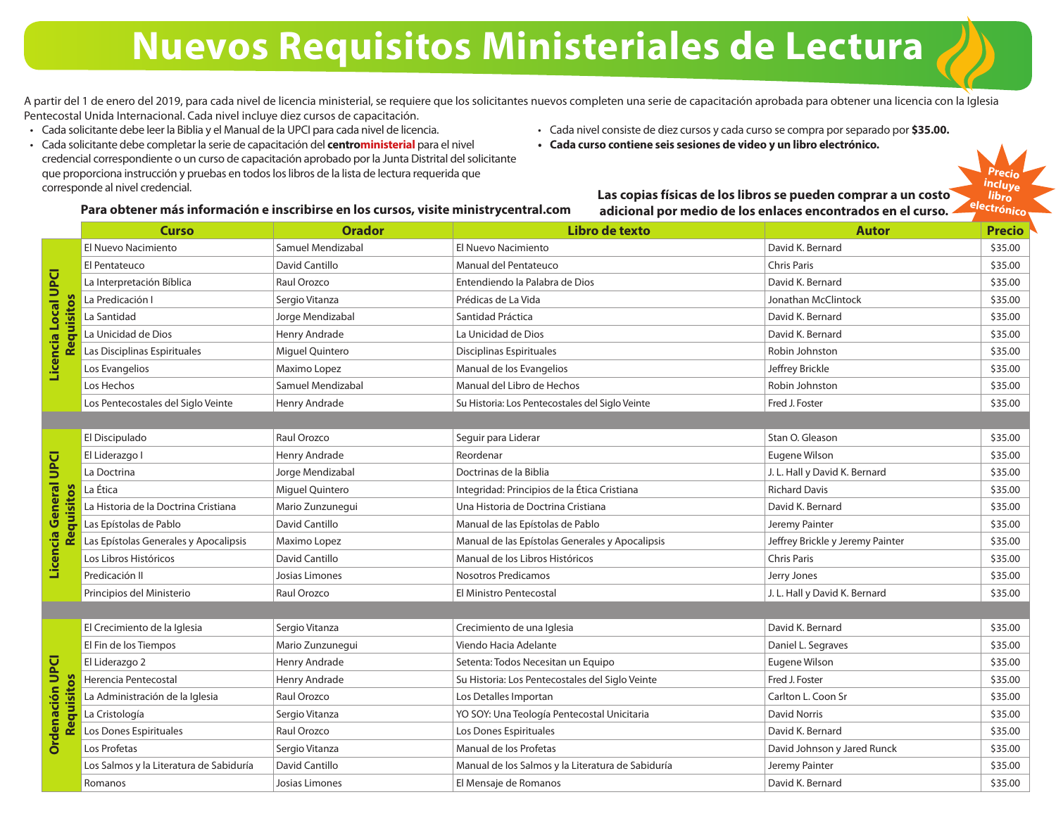# Nuevos Requisitos Ministeriales de Lectura

A partir del 1 de enero del 2019, para cada nivel de licencia ministerial, se requiere que los solicitantes nuevos completen una serie de capacitación aprobada para obtener una licencia con la Iglesia Pentecostal Unida Internacional. Cada nivel incluye diez cursos de capacitación.

- Cada solicitante debe leer la Biblia y el Manual de la UPCI para cada nivel de licencia.
- Cada solicitante debe completar la serie de capacitación del **centroministerial** para el nivel credencial correspondiente o un curso de capacitación aprobado por la Junta Distrital del solicitante que proporciona instrucción y pruebas en todos los libros de la lista de lectura requerida que corresponde al nivel credencial.
- Cada nivel consiste de diez cursos y cada curso se compra por separado por **$35.00.**
- **Cada curso contiene seis sesiones de video y un libro electrónico.**

**Para obtener más información e inscribirse en los cursos, visite ministrycentral.com**

**Las copias físicas de los libros se pueden comprar a un costo adicional por medio de los enlaces encontrados en el curso.**

**Precio incluye libro electrónico**

| | Curso | Orador | Libro de texto | Autor | Precio |
|---|---|---|---|---|---|
| **Licencia Local UPCI Requisitos** | El Nuevo Nacimiento | Samuel Mendizabal | El Nuevo Nacimiento | David K. Bernard | $35.00 |
| | El Pentateuco | David Cantillo | Manual del Pentateuco | Chris Paris | $35.00 |
| | La Interpretación Bíblica | Raul Orozco | Entendiendo la Palabra de Dios | David K. Bernard | $35.00 |
| | La Predicación I | Sergio Vitanza | Prédicas de La Vida | Jonathan McClintock | $35.00 |
| | La Santidad | Jorge Mendizabal | Santidad Práctica | David K. Bernard | $35.00 |
| | La Unicidad de Dios | Henry Andrade | La Unicidad de Dios | David K. Bernard | $35.00 |
| | Las Disciplinas Espirituales | Miguel Quintero | Disciplinas Espirituales | Robin Johnston | $35.00 |
| | Los Evangelios | Maximo Lopez | Manual de los Evangelios | Jeffrey Brickle | $35.00 |
| | Los Hechos | Samuel Mendizabal | Manual del Libro de Hechos | Robin Johnston | $35.00 |
| | Los Pentecostales del Siglo Veinte | Henry Andrade | Su Historia: Los Pentecostales del Siglo Veinte | Fred J. Foster | $35.00 |
| **Licencia General UPCI Requisitos** | El Discipulado | Raul Orozco | Seguir para Liderar | Stan O. Gleason | $35.00 |
| | El Liderazgo I | Henry Andrade | Reordenar | Eugene Wilson | $35.00 |
| | La Doctrina | Jorge Mendizabal | Doctrinas de la Biblia | J. L. Hall y David K. Bernard | $35.00 |
| | La Ética | Miguel Quintero | Integridad: Principios de la Ética Cristiana | Richard Davis | $35.00 |
| | La Historia de la Doctrina Cristiana | Mario Zunzunegui | Una Historia de Doctrina Cristiana | David K. Bernard | $35.00 |
| | Las Epístolas de Pablo | David Cantillo | Manual de las Epístolas de Pablo | Jeremy Painter | $35.00 |
| | Las Epístolas Generales y Apocalipsis | Maximo Lopez | Manual de las Epístolas Generales y Apocalipsis | Jeffrey Brickle y Jeremy Painter | $35.00 |
| | Los Libros Históricos | David Cantillo | Manual de los Libros Históricos | Chris Paris | $35.00 |
| | Predicación II | Josias Limones | Nosotros Predicamos | Jerry Jones | $35.00 |
| | Principios del Ministerio | Raul Orozco | El Ministro Pentecostal | J. L. Hall y David K. Bernard | $35.00 |
| **Ordenación UPCI Requisitos** | El Crecimiento de la Iglesia | Sergio Vitanza | Crecimiento de una Iglesia | David K. Bernard | $35.00 |
| | El Fin de los Tiempos | Mario Zunzunegui | Viendo Hacia Adelante | Daniel L. Segraves | $35.00 |
| | El Liderazgo 2 | Henry Andrade | Setenta: Todos Necesitan un Equipo | Eugene Wilson | $35.00 |
| | Herencia Pentecostal | Henry Andrade | Su Historia: Los Pentecostales del Siglo Veinte | Fred J. Foster | $35.00 |
| | La Administración de la Iglesia | Raul Orozco | Los Detalles Importan | Carlton L. Coon Sr | $35.00 |
| | La Cristología | Sergio Vitanza | YO SOY: Una Teología Pentecostal Unicitaria | David Norris | $35.00 |
| | Los Dones Espirituales | Raul Orozco | Los Dones Espirituales | David K. Bernard | $35.00 |
| | Los Profetas | Sergio Vitanza | Manual de los Profetas | David Johnson y Jared Runck | $35.00 |
| | Los Salmos y la Literatura de Sabiduría | David Cantillo | Manual de los Salmos y la Literatura de Sabiduría | Jeremy Painter | $35.00 |
| | Romanos | Josias Limones | El Mensaje de Romanos | David K. Bernard | $35.00 |